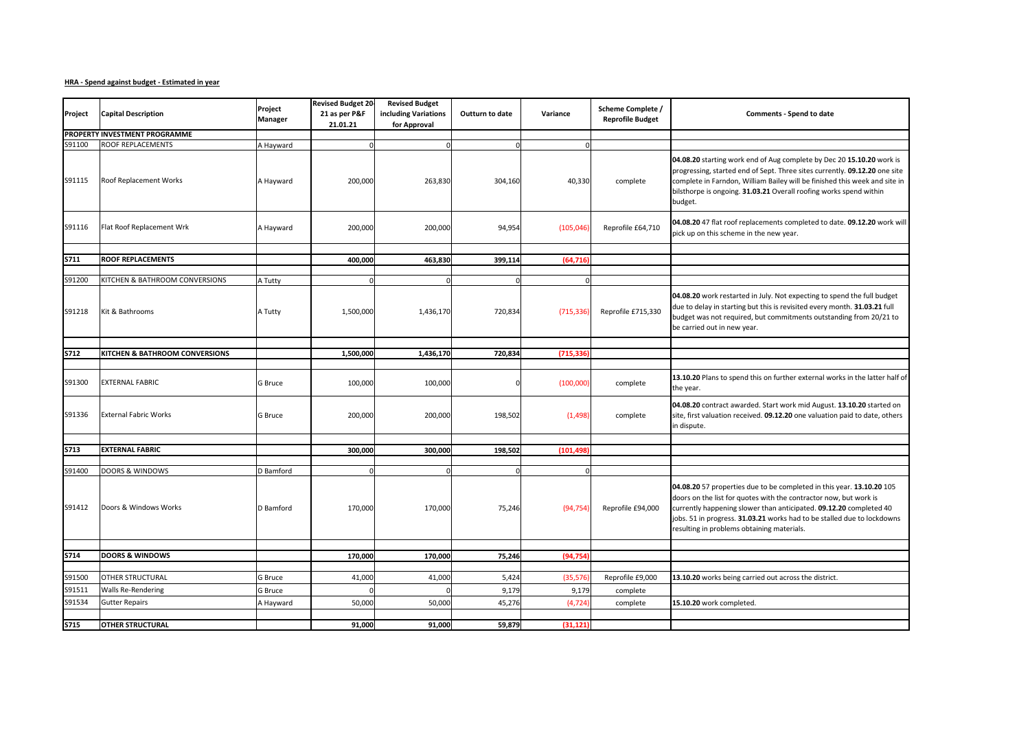**HRA - Spend against budget - Estimated in year**

| Project | Capital Description | Project Manager | Revised Budget 20-21 as per P&F 21.01.21 | Revised Budget including Variations for Approval | Outturn to date | Variance | Scheme Complete / Reprofile Budget | Comments - Spend to date |
|---|---|---|---|---|---|---|---|---|
| **PROPERTY INVESTMENT PROGRAMME** | | | | | | | | |
| S91100 | ROOF REPLACEMENTS | A Hayward | 0 | 0 | 0 | 0 | | |
| S91115 | Roof Replacement Works | A Hayward | 200,000 | 263,830 | 304,160 | 40,330 | complete | **04.08.20** starting work end of Aug complete by Dec 20 **15.10.20** work is progressing, started end of Sept. Three sites currently. **09.12.20** one site complete in Farndon, William Bailey will be finished this week and site in bilsthorpe is ongoing. **31.03.21** Overall roofing works spend within budget. |
| S91116 | Flat Roof Replacement Wrk | A Hayward | 200,000 | 200,000 | 94,954 | (105,046) | Reprofile £64,710 | **04.08.20** 47 flat roof replacements completed to date. **09.12.20** work will pick up on this scheme in the new year. |
| **S711** | **ROOF REPLACEMENTS** | | **400,000** | **463,830** | **399,114** | **(64,716)** | | |
| S91200 | KITCHEN & BATHROOM CONVERSIONS | A Tutty | 0 | 0 | 0 | 0 | | |
| S91218 | Kit & Bathrooms | A Tutty | 1,500,000 | 1,436,170 | 720,834 | (715,336) | Reprofile £715,330 | **04.08.20** work restarted in July. Not expecting to spend the full budget due to delay in starting but this is revisited every month. **31.03.21** full budget was not required, but commitments outstanding from 20/21 to be carried out in new year. |
| **S712** | **KITCHEN & BATHROOM CONVERSIONS** | | **1,500,000** | **1,436,170** | **720,834** | **(715,336)** | | |
| S91300 | EXTERNAL FABRIC | G Bruce | 100,000 | 100,000 | 0 | (100,000) | complete | **13.10.20** Plans to spend this on further external works in the latter half of the year. |
| S91336 | External Fabric Works | G Bruce | 200,000 | 200,000 | 198,502 | (1,498) | complete | **04.08.20** contract awarded. Start work mid August. **13.10.20** started on site, first valuation received. **09.12.20** one valuation paid to date, others in dispute. |
| **S713** | **EXTERNAL FABRIC** | | **300,000** | **300,000** | **198,502** | **(101,498)** | | |
| S91400 | DOORS & WINDOWS | D Bamford | 0 | 0 | 0 | 0 | | |
| S91412 | Doors & Windows Works | D Bamford | 170,000 | 170,000 | 75,246 | (94,754) | Reprofile £94,000 | **04.08.20** 57 properties due to be completed in this year. **13.10.20** 105 doors on the list for quotes with the contractor now, but work is currently happening slower than anticipated. **09.12.20** completed 40 jobs. 51 in progress. **31.03.21** works had to be stalled due to lockdowns resulting in problems obtaining materials. |
| **S714** | **DOORS & WINDOWS** | | **170,000** | **170,000** | **75,246** | **(94,754)** | | |
| S91500 | OTHER STRUCTURAL | G Bruce | 41,000 | 41,000 | 5,424 | (35,576) | Reprofile £9,000 | **13.10.20** works being carried out across the district. |
| S91511 | Walls Re-Rendering | G Bruce | 0 | 0 | 9,179 | 9,179 | complete | |
| S91534 | Gutter Repairs | A Hayward | 50,000 | 50,000 | 45,276 | (4,724) | complete | **15.10.20** work completed. |
| **S715** | **OTHER STRUCTURAL** | | **91,000** | **91,000** | **59,879** | **(31,121)** | | |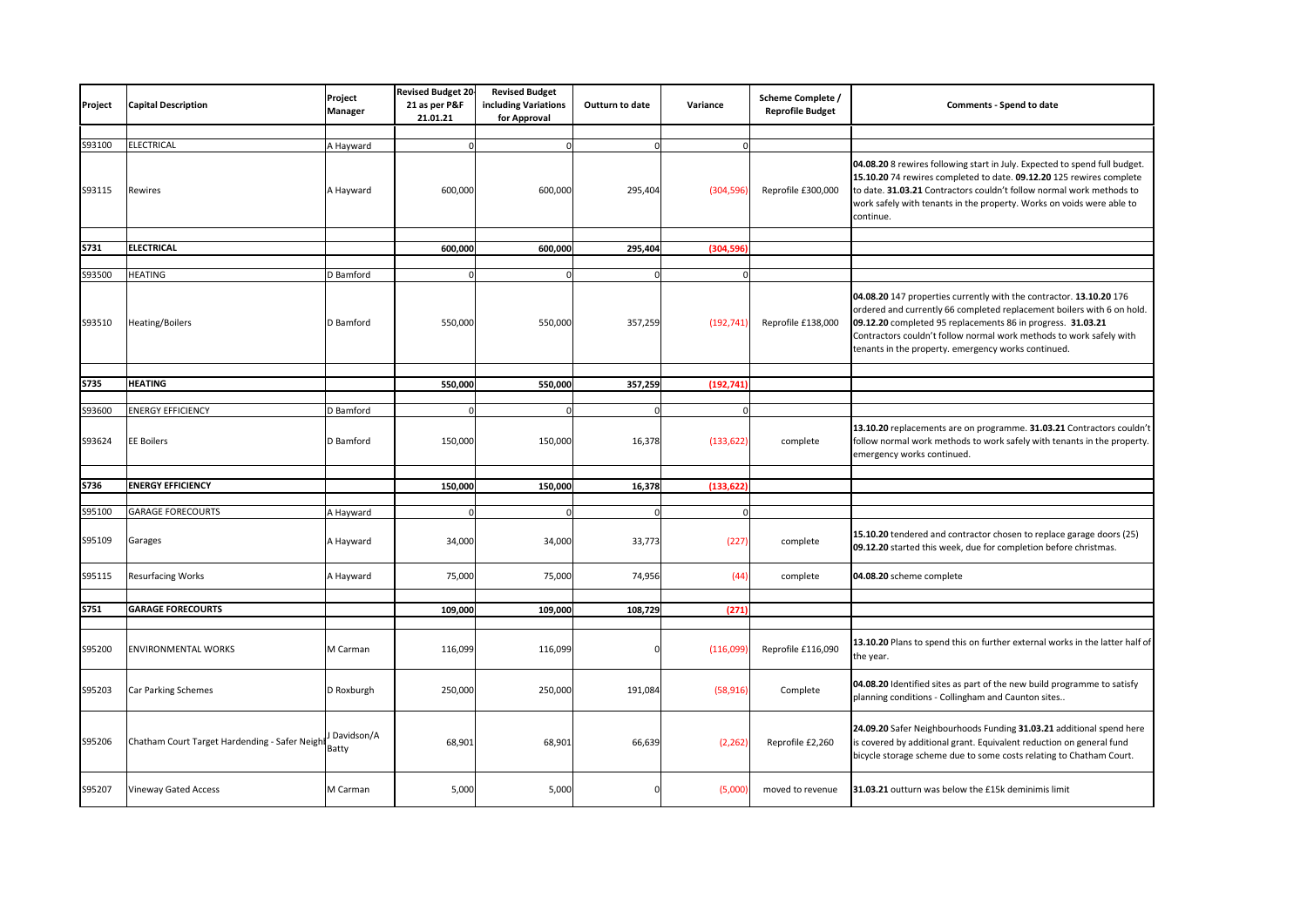| Project | Capital Description | Project Manager | Revised Budget 20-21 as per P&F 21.01.21 | Revised Budget including Variations for Approval | Outturn to date | Variance | Scheme Complete / Reprofile Budget | Comments - Spend to date |
|---|---|---|---|---|---|---|---|---|
| S93100 | ELECTRICAL | A Hayward | 0 | 0 | 0 | 0 | | |
| S93115 | Rewires | A Hayward | 600,000 | 600,000 | 295,404 | (304,596) | Reprofile £300,000 | **04.08.20** 8 rewires following start in July. Expected to spend full budget. **15.10.20** 74 rewires completed to date. **09.12.20** 125 rewires complete to date. **31.03.21** Contractors couldn't follow normal work methods to work safely with tenants in the property. Works on voids were able to continue. |
| **S731** | **ELECTRICAL** | | **600,000** | **600,000** | **295,404** | **(304,596)** | | |
| S93500 | HEATING | D Bamford | 0 | 0 | 0 | 0 | | |
| S93510 | Heating/Boilers | D Bamford | 550,000 | 550,000 | 357,259 | (192,741) | Reprofile £138,000 | **04.08.20** 147 properties currently with the contractor. **13.10.20** 176 ordered and currently 66 completed replacement boilers with 6 on hold. **09.12.20** completed 95 replacements 86 in progress. **31.03.21** Contractors couldn't follow normal work methods to work safely with tenants in the property. emergency works continued. |
| **S735** | **HEATING** | | **550,000** | **550,000** | **357,259** | **(192,741)** | | |
| S93600 | ENERGY EFFICIENCY | D Bamford | 0 | 0 | 0 | 0 | | |
| S93624 | EE Boilers | D Bamford | 150,000 | 150,000 | 16,378 | (133,622) | complete | **13.10.20** replacements are on programme. **31.03.21** Contractors couldn't follow normal work methods to work safely with tenants in the property. emergency works continued. |
| **S736** | **ENERGY EFFICIENCY** | | **150,000** | **150,000** | **16,378** | **(133,622)** | | |
| S95100 | GARAGE FORECOURTS | A Hayward | 0 | 0 | 0 | 0 | | |
| S95109 | Garages | A Hayward | 34,000 | 34,000 | 33,773 | (227) | complete | **15.10.20** tendered and contractor chosen to replace garage doors (25) **09.12.20** started this week, due for completion before christmas. |
| S95115 | Resurfacing Works | A Hayward | 75,000 | 75,000 | 74,956 | (44) | complete | **04.08.20** scheme complete |
| **S751** | **GARAGE FORECOURTS** | | **109,000** | **109,000** | **108,729** | **(271)** | | |
| S95200 | ENVIRONMENTAL WORKS | M Carman | 116,099 | 116,099 | 0 | (116,099) | Reprofile £116,090 | **13.10.20** Plans to spend this on further external works in the latter half of the year. |
| S95203 | Car Parking Schemes | D Roxburgh | 250,000 | 250,000 | 191,084 | (58,916) | Complete | **04.08.20** Identified sites as part of the new build programme to satisfy planning conditions - Collingham and Caunton sites.. |
| S95206 | Chatham Court Target Hardening - Safer Neighl | J Davidson/A Batty | 68,901 | 68,901 | 66,639 | (2,262) | Reprofile £2,260 | **24.09.20** Safer Neighbourhoods Funding **31.03.21** additional spend here is covered by additional grant. Equivalent reduction on general fund bicycle storage scheme due to some costs relating to Chatham Court. |
| S95207 | Vineway Gated Access | M Carman | 5,000 | 5,000 | 0 | (5,000) | moved to revenue | **31.03.21** outturn was below the £15k deminimis limit |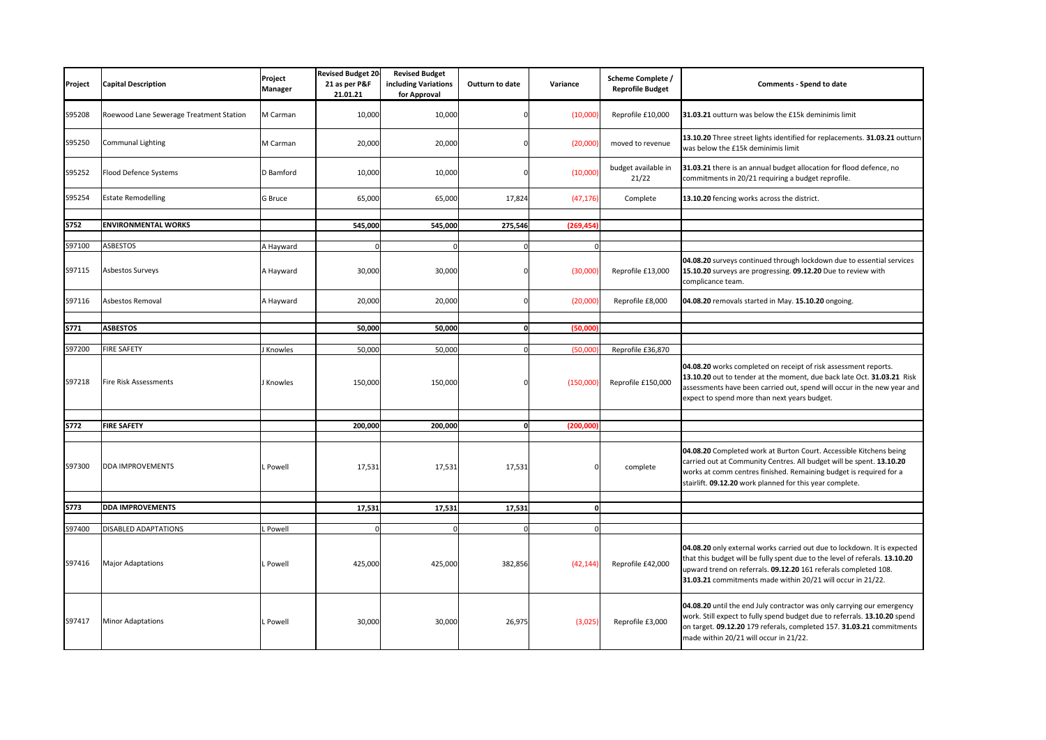| Project | Capital Description | Project Manager | Revised Budget 20-21 as per P&F 21.01.21 | Revised Budget including Variations for Approval | Outturn to date | Variance | Scheme Complete / Reprofile Budget | Comments - Spend to date |
|---|---|---|---|---|---|---|---|---|
| S95208 | Roewood Lane Sewerage Treatment Station | M Carman | 10,000 | 10,000 | 0 | (10,000) | Reprofile £10,000 | **31.03.21** outturn was below the £15k deminimis limit |
| S95250 | Communal Lighting | M Carman | 20,000 | 20,000 | 0 | (20,000) | moved to revenue | **13.10.20** Three street lights identified for replacements. **31.03.21** outturn was below the £15k deminimis limit |
| S95252 | Flood Defence Systems | D Bamford | 10,000 | 10,000 | 0 | (10,000) | budget available in 21/22 | **31.03.21** there is an annual budget allocation for flood defence, no commitments in 20/21 requiring a budget reprofile. |
| S95254 | Estate Remodelling | G Bruce | 65,000 | 65,000 | 17,824 | (47,176) | Complete | **13.10.20** fencing works across the district. |
| **S752** | **ENVIRONMENTAL WORKS** | | **545,000** | **545,000** | **275,546** | **(269,454)** | | |
| S97100 | ASBESTOS | A Hayward | 0 | 0 | 0 | 0 | | |
| S97115 | Asbestos Surveys | A Hayward | 30,000 | 30,000 | 0 | (30,000) | Reprofile £13,000 | **04.08.20** surveys continued through lockdown due to essential services **15.10.20** surveys are progressing. **09.12.20** Due to review with complicance team. |
| S97116 | Asbestos Removal | A Hayward | 20,000 | 20,000 | 0 | (20,000) | Reprofile £8,000 | **04.08.20** removals started in May. **15.10.20** ongoing. |
| **S771** | **ASBESTOS** | | **50,000** | **50,000** | **0** | **(50,000)** | | |
| S97200 | FIRE SAFETY | J Knowles | 50,000 | 50,000 | 0 | (50,000) | Reprofile £36,870 | |
| S97218 | Fire Risk Assessments | J Knowles | 150,000 | 150,000 | 0 | (150,000) | Reprofile £150,000 | **04.08.20** works completed on receipt of risk assessment reports. **13.10.20** out to tender at the moment, due back late Oct. **31.03.21** Risk assessments have been carried out, spend will occur in the new year and expect to spend more than next years budget. |
| **S772** | **FIRE SAFETY** | | **200,000** | **200,000** | **0** | **(200,000)** | | |
| S97300 | DDA IMPROVEMENTS | L Powell | 17,531 | 17,531 | 17,531 | 0 | complete | **04.08.20** Completed work at Burton Court. Accessible Kitchens being carried out at Community Centres. All budget will be spent. **13.10.20** works at comm centres finished. Remaining budget is required for a stairlift. **09.12.20** work planned for this year complete. |
| **S773** | **DDA IMPROVEMENTS** | | **17,531** | **17,531** | **17,531** | **0** | | |
| S97400 | DISABLED ADAPTATIONS | L Powell | 0 | 0 | 0 | 0 | | |
| S97416 | Major Adaptations | L Powell | 425,000 | 425,000 | 382,856 | (42,144) | Reprofile £42,000 | **04.08.20** only external works carried out due to lockdown. It is expected that this budget will be fully spent due to the level of referals. **13.10.20** upward trend on referrals. **09.12.20** 161 referals completed 108. **31.03.21** commitments made within 20/21 will occur in 21/22. |
| S97417 | Minor Adaptations | L Powell | 30,000 | 30,000 | 26,975 | (3,025) | Reprofile £3,000 | **04.08.20** until the end July contractor was only carrying our emergency work. Still expect to fully spend budget due to referrals. **13.10.20** spend on target. **09.12.20** 179 referals, completed 157. **31.03.21** commitments made within 20/21 will occur in 21/22. |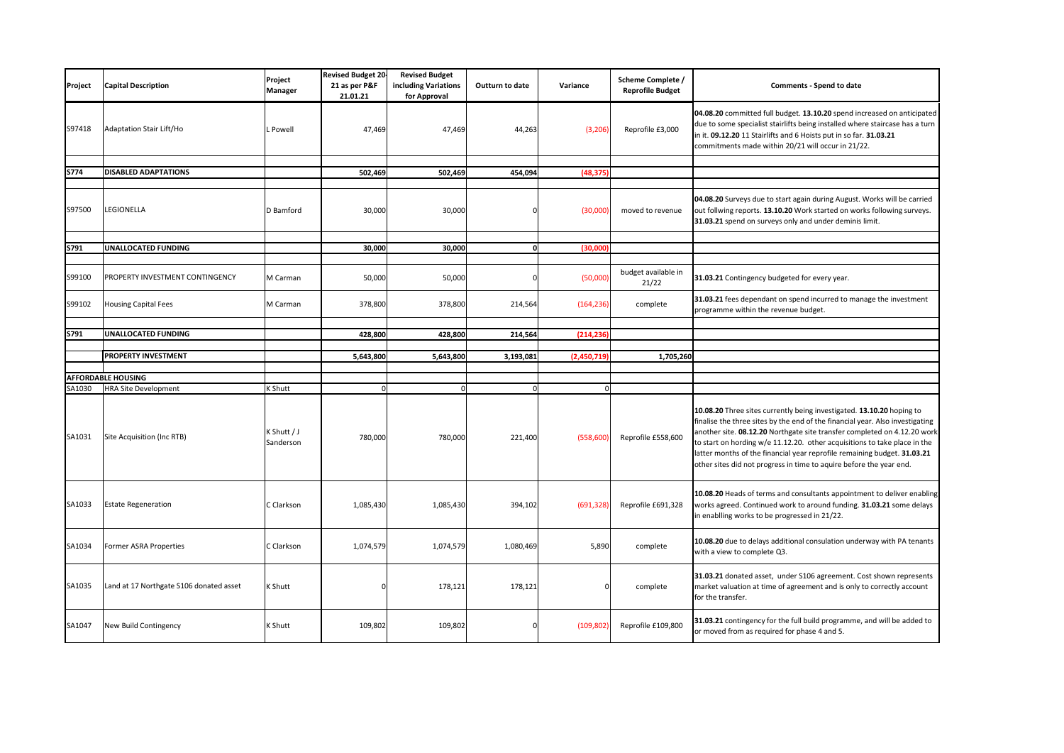| Project | Capital Description | Project Manager | Revised Budget 20-21 as per P&F 21.01.21 | Revised Budget including Variations for Approval | Outturn to date | Variance | Scheme Complete / Reprofile Budget | Comments - Spend to date |
|---|---|---|---|---|---|---|---|---|
| S97418 | Adaptation Stair Lift/Ho | L Powell | 47,469 | 47,469 | 44,263 | (3,206) | Reprofile £3,000 | **04.08.20** committed full budget. **13.10.20** spend increased on anticipated due to some specialist stairlifts being installed where staircase has a turn in it. **09.12.20** 11 Stairlifts and 6 Hoists put in so far. **31.03.21** commitments made within 20/21 will occur in 21/22. |
| **S774** | **DISABLED ADAPTATIONS** | | **502,469** | **502,469** | **454,094** | **(48,375)** | | |
| S97500 | LEGIONELLA | D Bamford | 30,000 | 30,000 | 0 | (30,000) | moved to revenue | **04.08.20** Surveys due to start again during August. Works will be carried out follwing reports. **13.10.20** Work started on works following surveys. **31.03.21** spend on surveys only and under deminis limit. |
| **S791** | **UNALLOCATED FUNDING** | | **30,000** | **30,000** | **0** | **(30,000)** | | |
| S99100 | PROPERTY INVESTMENT CONTINGENCY | M Carman | 50,000 | 50,000 | 0 | (50,000) | budget available in 21/22 | **31.03.21** Contingency budgeted for every year. |
| S99102 | Housing Capital Fees | M Carman | 378,800 | 378,800 | 214,564 | (164,236) | complete | **31.03.21** fees dependant on spend incurred to manage the investment programme within the revenue budget. |
| **S791** | **UNALLOCATED FUNDING** | | **428,800** | **428,800** | **214,564** | **(214,236)** | | |
| | **PROPERTY INVESTMENT** | | **5,643,800** | **5,643,800** | **3,193,081** | **(2,450,719)** | **1,705,260** | |
| **AFFORDABLE HOUSING** | | | | | | | | |
| SA1030 | HRA Site Development | K Shutt | 0 | 0 | 0 | 0 | | |
| SA1031 | Site Acquisition (Inc RTB) | K Shutt / J Sanderson | 780,000 | 780,000 | 221,400 | (558,600) | Reprofile £558,600 | **10.08.20** Three sites currently being investigated. **13.10.20** hoping to finalise the three sites by the end of the financial year. Also investigating another site. **08.12.20** Northgate site transfer completed on 4.12.20 work to start on hording w/e 11.12.20. other acquisitions to take place in the latter months of the financial year reprofile remaining budget. **31.03.21** other sites did not progress in time to aquire before the year end. |
| SA1033 | Estate Regeneration | C Clarkson | 1,085,430 | 1,085,430 | 394,102 | (691,328) | Reprofile £691,328 | **10.08.20** Heads of terms and consultants appointment to deliver enabling works agreed. Continued work to around funding. **31.03.21** some delays in enablling works to be progressed in 21/22. |
| SA1034 | Former ASRA Properties | C Clarkson | 1,074,579 | 1,074,579 | 1,080,469 | 5,890 | complete | **10.08.20** due to delays additional consulation underway with PA tenants with a view to complete Q3. |
| SA1035 | Land at 17 Northgate S106 donated asset | K Shutt | 0 | 178,121 | 178,121 | 0 | complete | **31.03.21** donated asset, under S106 agreement. Cost shown represents market valuation at time of agreement and is only to correctly account for the transfer. |
| SA1047 | New Build Contingency | K Shutt | 109,802 | 109,802 | 0 | (109,802) | Reprofile £109,800 | **31.03.21** contingency for the full build programme, and will be added to or moved from as required for phase 4 and 5. |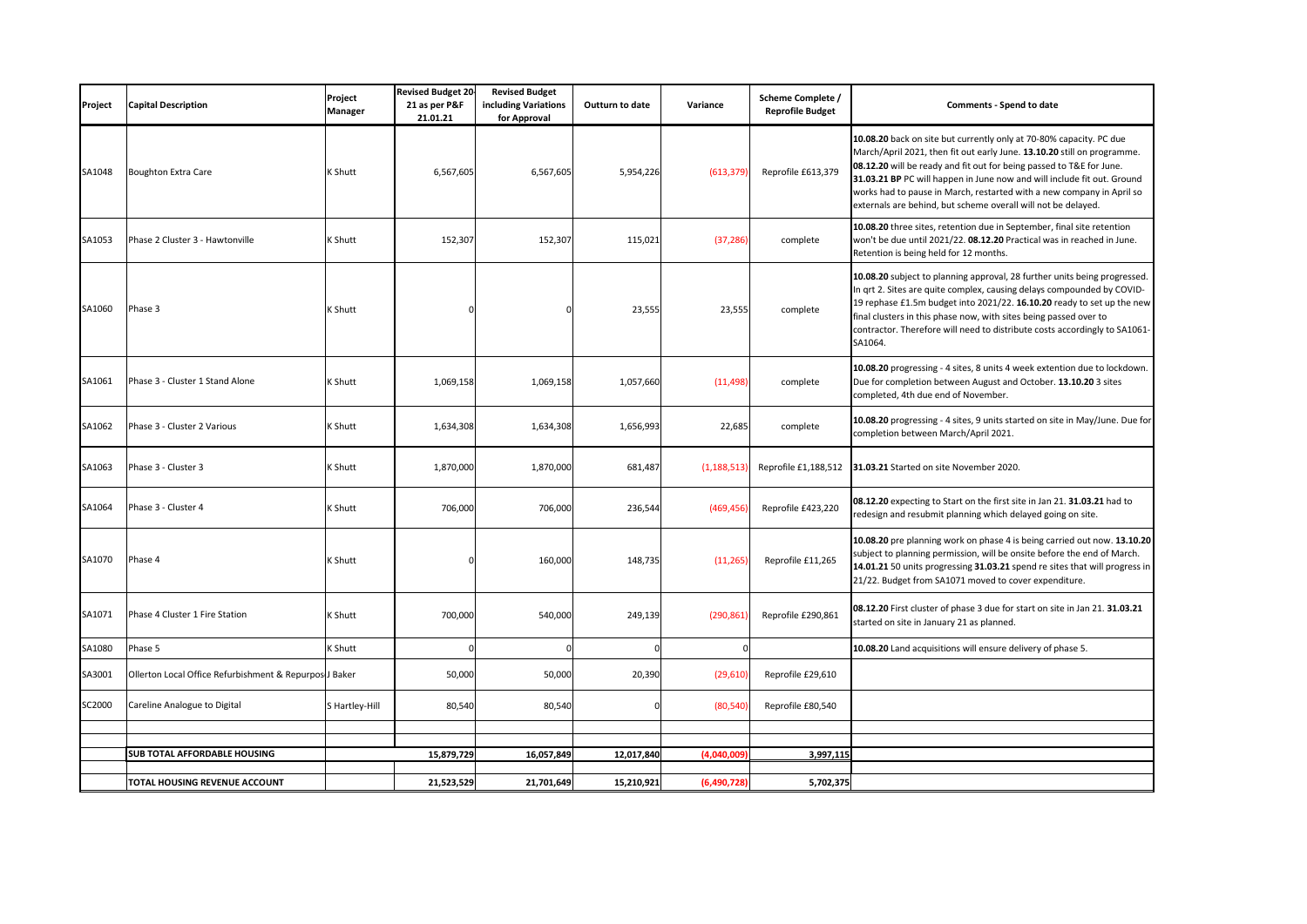| Project | Capital Description | Project Manager | Revised Budget 20-21 as per P&F 21.01.21 | Revised Budget including Variations for Approval | Outturn to date | Variance | Scheme Complete / Reprofile Budget | Comments - Spend to date |
|---|---|---|---|---|---|---|---|---|
| SA1048 | Boughton Extra Care | K Shutt | 6,567,605 | 6,567,605 | 5,954,226 | (613,379) | Reprofile £613,379 | **10.08.20** back on site but currently only at 70-80% capacity. PC due March/April 2021, then fit out early June. **13.10.20** still on programme. **08.12.20** will be ready and fit out for being passed to T&E for June. **31.03.21 BP** PC will happen in June now and will include fit out. Ground works had to pause in March, restarted with a new company in April so externals are behind, but scheme overall will not be delayed. |
| SA1053 | Phase 2 Cluster 3 - Hawtonville | K Shutt | 152,307 | 152,307 | 115,021 | (37,286) | complete | **10.08.20** three sites, retention due in September, final site retention won't be due until 2021/22. **08.12.20** Practical was in reached in June. Retention is being held for 12 months. |
| SA1060 | Phase 3 | K Shutt | 0 | 0 | 23,555 | 23,555 | complete | **10.08.20** subject to planning approval, 28 further units being progressed. In qrt 2. Sites are quite complex, causing delays compounded by COVID-19 rephase £1.5m budget into 2021/22. **16.10.20** ready to set up the new final clusters in this phase now, with sites being passed over to contractor. Therefore will need to distribute costs accordingly to SA1061-SA1064. |
| SA1061 | Phase 3 - Cluster 1 Stand Alone | K Shutt | 1,069,158 | 1,069,158 | 1,057,660 | (11,498) | complete | **10.08.20** progressing - 4 sites, 8 units 4 week extention due to lockdown. Due for completion between August and October. **13.10.20** 3 sites completed, 4th due end of November. |
| SA1062 | Phase 3 - Cluster 2 Various | K Shutt | 1,634,308 | 1,634,308 | 1,656,993 | 22,685 | complete | **10.08.20** progressing - 4 sites, 9 units started on site in May/June. Due for completion between March/April 2021. |
| SA1063 | Phase 3 - Cluster 3 | K Shutt | 1,870,000 | 1,870,000 | 681,487 | (1,188,513) | Reprofile £1,188,512 | **31.03.21** Started on site November 2020. |
| SA1064 | Phase 3 - Cluster 4 | K Shutt | 706,000 | 706,000 | 236,544 | (469,456) | Reprofile £423,220 | **08.12.20** expecting to Start on the first site in Jan 21. **31.03.21** had to redesign and resubmit planning which delayed going on site. |
| SA1070 | Phase 4 | K Shutt | 0 | 160,000 | 148,735 | (11,265) | Reprofile £11,265 | **10.08.20** pre planning work on phase 4 is being carried out now. **13.10.20** subject to planning permission, will be onsite before the end of March. **14.01.21** 50 units progressing **31.03.21** spend re sites that will progress in 21/22. Budget from SA1071 moved to cover expenditure. |
| SA1071 | Phase 4 Cluster 1 Fire Station | K Shutt | 700,000 | 540,000 | 249,139 | (290,861) | Reprofile £290,861 | **08.12.20** First cluster of phase 3 due for start on site in Jan 21. **31.03.21** started on site in January 21 as planned. |
| SA1080 | Phase 5 | K Shutt | 0 | 0 | 0 | 0 | | **10.08.20** Land acquisitions will ensure delivery of phase 5. |
| SA3001 | Ollerton Local Office Refurbishment & Repurpos | J Baker | 50,000 | 50,000 | 20,390 | (29,610) | Reprofile £29,610 | |
| SC2000 | Careline Analogue to Digital | S Hartley-Hill | 80,540 | 80,540 | 0 | (80,540) | Reprofile £80,540 | |
| | | | | | | | | |
| | **SUB TOTAL AFFORDABLE HOUSING** | | **15,879,729** | **16,057,849** | **12,017,840** | **(4,040,009)** | **3,997,115** | |
| | | | | | | | | |
| | **TOTAL HOUSING REVENUE ACCOUNT** | | **21,523,529** | **21,701,649** | **15,210,921** | **(6,490,728)** | **5,702,375** | |